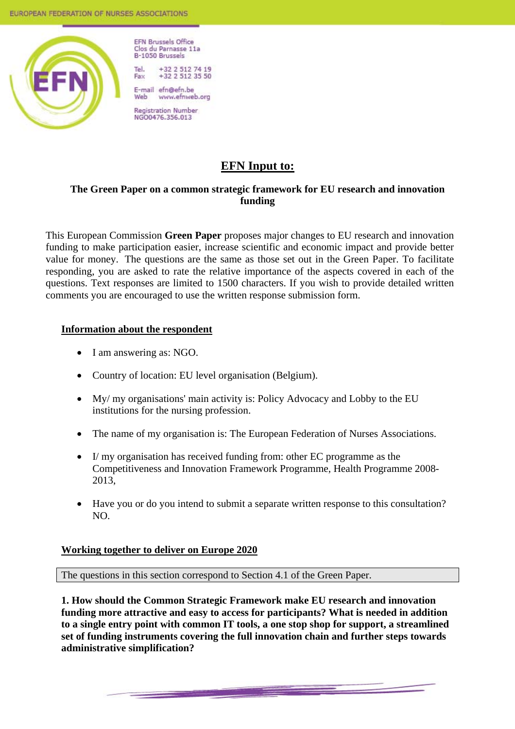EFN Brussels Office
Clos du Parnasse 11a
B-1050 Brussels

Tel. +32 2 512 74 19
Fax +32 2 512 35 50

E-mail efn@efn.be
Web www.efnweb.org

Registration Number
NGO0476.356.013

# EFN Input to:

### The Green Paper on a common strategic framework for EU research and innovation funding

This European Commission **Green Paper** proposes major changes to EU research and innovation funding to make participation easier, increase scientific and economic impact and provide better value for money. The questions are the same as those set out in the Green Paper. To facilitate responding, you are asked to rate the relative importance of the aspects covered in each of the questions. Text responses are limited to 1500 characters. If you wish to provide detailed written comments you are encouraged to use the written response submission form.

## Information about the respondent

- I am answering as: NGO.
- Country of location: EU level organisation (Belgium).
- My/ my organisations' main activity is: Policy Advocacy and Lobby to the EU institutions for the nursing profession.
- The name of my organisation is: The European Federation of Nurses Associations.
- I/ my organisation has received funding from: other EC programme as the Competitiveness and Innovation Framework Programme, Health Programme 2008-2013,
- Have you or do you intend to submit a separate written response to this consultation? NO.

## Working together to deliver on Europe 2020

The questions in this section correspond to Section 4.1 of the Green Paper.

**1. How should the Common Strategic Framework make EU research and innovation funding more attractive and easy to access for participants? What is needed in addition to a single entry point with common IT tools, a one stop shop for support, a streamlined set of funding instruments covering the full innovation chain and further steps towards administrative simplification?**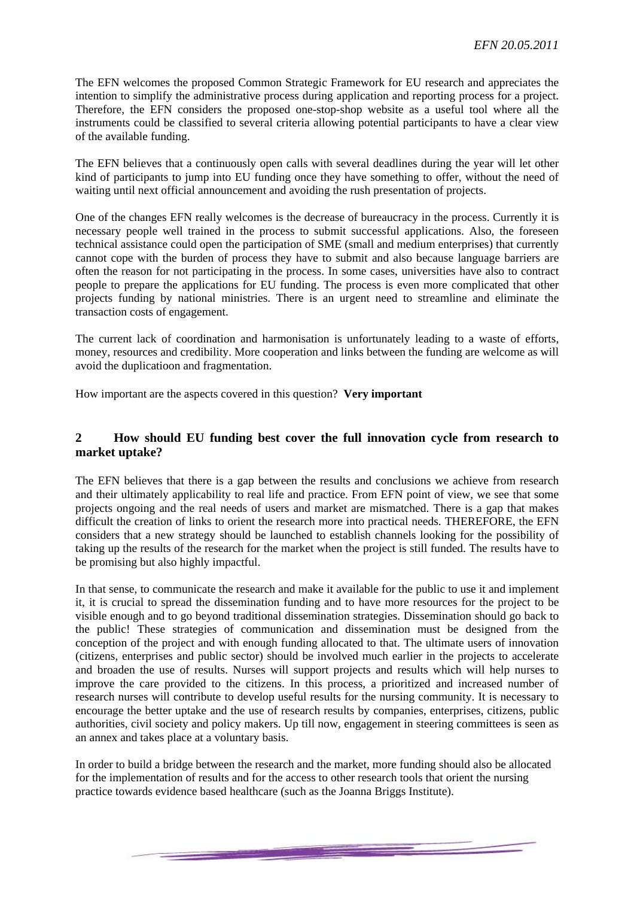The EFN welcomes the proposed Common Strategic Framework for EU research and appreciates the intention to simplify the administrative process during application and reporting process for a project. Therefore, the EFN considers the proposed one-stop-shop website as a useful tool where all the instruments could be classified to several criteria allowing potential participants to have a clear view of the available funding.

The EFN believes that a continuously open calls with several deadlines during the year will let other kind of participants to jump into EU funding once they have something to offer, without the need of waiting until next official announcement and avoiding the rush presentation of projects.

One of the changes EFN really welcomes is the decrease of bureaucracy in the process. Currently it is necessary people well trained in the process to submit successful applications. Also, the foreseen technical assistance could open the participation of SME (small and medium enterprises) that currently cannot cope with the burden of process they have to submit and also because language barriers are often the reason for not participating in the process. In some cases, universities have also to contract people to prepare the applications for EU funding. The process is even more complicated that other projects funding by national ministries. There is an urgent need to streamline and eliminate the transaction costs of engagement.

The current lack of coordination and harmonisation is unfortunately leading to a waste of efforts, money, resources and credibility. More cooperation and links between the funding are welcome as will avoid the duplicatioon and fragmentation.

How important are the aspects covered in this question? **Very important**

## 2 How should EU funding best cover the full innovation cycle from research to market uptake?

The EFN believes that there is a gap between the results and conclusions we achieve from research and their ultimately applicability to real life and practice. From EFN point of view, we see that some projects ongoing and the real needs of users and market are mismatched. There is a gap that makes difficult the creation of links to orient the research more into practical needs. THEREFORE, the EFN considers that a new strategy should be launched to establish channels looking for the possibility of taking up the results of the research for the market when the project is still funded. The results have to be promising but also highly impactful.

In that sense, to communicate the research and make it available for the public to use it and implement it, it is crucial to spread the dissemination funding and to have more resources for the project to be visible enough and to go beyond traditional dissemination strategies. Dissemination should go back to the public! These strategies of communication and dissemination must be designed from the conception of the project and with enough funding allocated to that. The ultimate users of innovation (citizens, enterprises and public sector) should be involved much earlier in the projects to accelerate and broaden the use of results. Nurses will support projects and results which will help nurses to improve the care provided to the citizens. In this process, a prioritized and increased number of research nurses will contribute to develop useful results for the nursing community. It is necessary to encourage the better uptake and the use of research results by companies, enterprises, citizens, public authorities, civil society and policy makers. Up till now, engagement in steering committees is seen as an annex and takes place at a voluntary basis.

In order to build a bridge between the research and the market, more funding should also be allocated for the implementation of results and for the access to other research tools that orient the nursing practice towards evidence based healthcare (such as the Joanna Briggs Institute).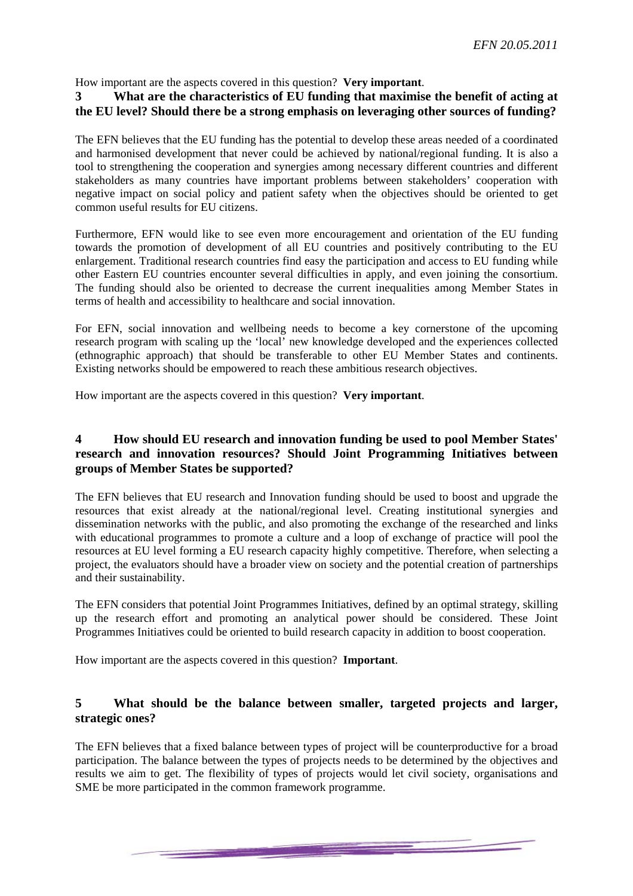How important are the aspects covered in this question? **Very important**.

### 3 What are the characteristics of EU funding that maximise the benefit of acting at the EU level? Should there be a strong emphasis on leveraging other sources of funding?

The EFN believes that the EU funding has the potential to develop these areas needed of a coordinated and harmonised development that never could be achieved by national/regional funding. It is also a tool to strengthening the cooperation and synergies among necessary different countries and different stakeholders as many countries have important problems between stakeholders' cooperation with negative impact on social policy and patient safety when the objectives should be oriented to get common useful results for EU citizens.

Furthermore, EFN would like to see even more encouragement and orientation of the EU funding towards the promotion of development of all EU countries and positively contributing to the EU enlargement. Traditional research countries find easy the participation and access to EU funding while other Eastern EU countries encounter several difficulties in apply, and even joining the consortium. The funding should also be oriented to decrease the current inequalities among Member States in terms of health and accessibility to healthcare and social innovation.

For EFN, social innovation and wellbeing needs to become a key cornerstone of the upcoming research program with scaling up the 'local' new knowledge developed and the experiences collected (ethnographic approach) that should be transferable to other EU Member States and continents. Existing networks should be empowered to reach these ambitious research objectives.

How important are the aspects covered in this question? **Very important**.

### 4 How should EU research and innovation funding be used to pool Member States' research and innovation resources? Should Joint Programming Initiatives between groups of Member States be supported?

The EFN believes that EU research and Innovation funding should be used to boost and upgrade the resources that exist already at the national/regional level. Creating institutional synergies and dissemination networks with the public, and also promoting the exchange of the researched and links with educational programmes to promote a culture and a loop of exchange of practice will pool the resources at EU level forming a EU research capacity highly competitive. Therefore, when selecting a project, the evaluators should have a broader view on society and the potential creation of partnerships and their sustainability.

The EFN considers that potential Joint Programmes Initiatives, defined by an optimal strategy, skilling up the research effort and promoting an analytical power should be considered. These Joint Programmes Initiatives could be oriented to build research capacity in addition to boost cooperation.

How important are the aspects covered in this question? **Important**.

### 5 What should be the balance between smaller, targeted projects and larger, strategic ones?

The EFN believes that a fixed balance between types of project will be counterproductive for a broad participation. The balance between the types of projects needs to be determined by the objectives and results we aim to get. The flexibility of types of projects would let civil society, organisations and SME be more participated in the common framework programme.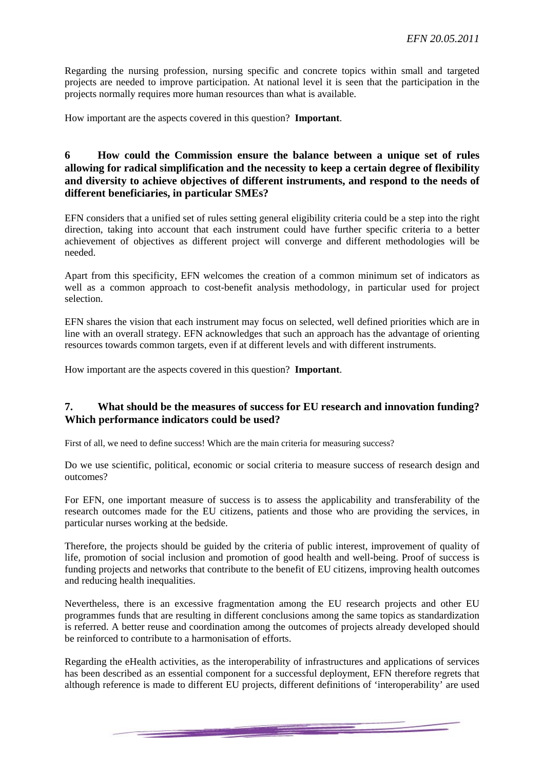Regarding the nursing profession, nursing specific and concrete topics within small and targeted projects are needed to improve participation. At national level it is seen that the participation in the projects normally requires more human resources than what is available.

How important are the aspects covered in this question? **Important**.

## 6 How could the Commission ensure the balance between a unique set of rules allowing for radical simplification and the necessity to keep a certain degree of flexibility and diversity to achieve objectives of different instruments, and respond to the needs of different beneficiaries, in particular SMEs?

EFN considers that a unified set of rules setting general eligibility criteria could be a step into the right direction, taking into account that each instrument could have further specific criteria to a better achievement of objectives as different project will converge and different methodologies will be needed.

Apart from this specificity, EFN welcomes the creation of a common minimum set of indicators as well as a common approach to cost-benefit analysis methodology, in particular used for project selection.

EFN shares the vision that each instrument may focus on selected, well defined priorities which are in line with an overall strategy. EFN acknowledges that such an approach has the advantage of orienting resources towards common targets, even if at different levels and with different instruments.

How important are the aspects covered in this question? **Important**.

## 7. What should be the measures of success for EU research and innovation funding? Which performance indicators could be used?

First of all, we need to define success! Which are the main criteria for measuring success?

Do we use scientific, political, economic or social criteria to measure success of research design and outcomes?

For EFN, one important measure of success is to assess the applicability and transferability of the research outcomes made for the EU citizens, patients and those who are providing the services, in particular nurses working at the bedside.

Therefore, the projects should be guided by the criteria of public interest, improvement of quality of life, promotion of social inclusion and promotion of good health and well-being. Proof of success is funding projects and networks that contribute to the benefit of EU citizens, improving health outcomes and reducing health inequalities.

Nevertheless, there is an excessive fragmentation among the EU research projects and other EU programmes funds that are resulting in different conclusions among the same topics as standardization is referred. A better reuse and coordination among the outcomes of projects already developed should be reinforced to contribute to a harmonisation of efforts.

Regarding the eHealth activities, as the interoperability of infrastructures and applications of services has been described as an essential component for a successful deployment, EFN therefore regrets that although reference is made to different EU projects, different definitions of 'interoperability' are used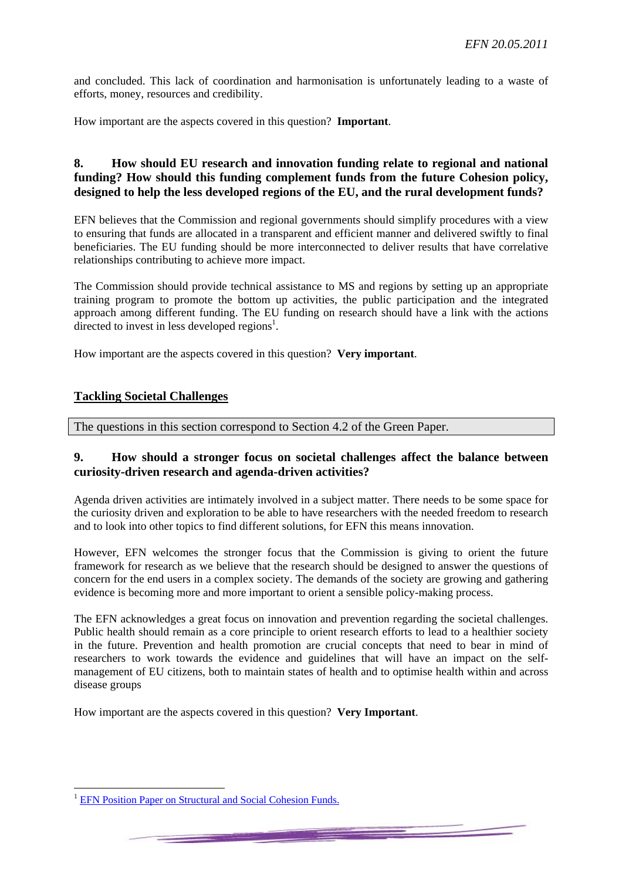and concluded. This lack of coordination and harmonisation is unfortunately leading to a waste of efforts, money, resources and credibility.

How important are the aspects covered in this question? **Important**.

### 8. How should EU research and innovation funding relate to regional and national funding? How should this funding complement funds from the future Cohesion policy, designed to help the less developed regions of the EU, and the rural development funds?

EFN believes that the Commission and regional governments should simplify procedures with a view to ensuring that funds are allocated in a transparent and efficient manner and delivered swiftly to final beneficiaries. The EU funding should be more interconnected to deliver results that have correlative relationships contributing to achieve more impact.

The Commission should provide technical assistance to MS and regions by setting up an appropriate training program to promote the bottom up activities, the public participation and the integrated approach among different funding. The EU funding on research should have a link with the actions directed to invest in less developed regions[1].

How important are the aspects covered in this question? **Very important**.

## Tackling Societal Challenges

The questions in this section correspond to Section 4.2 of the Green Paper.

### 9. How should a stronger focus on societal challenges affect the balance between curiosity-driven research and agenda-driven activities?

Agenda driven activities are intimately involved in a subject matter. There needs to be some space for the curiosity driven and exploration to be able to have researchers with the needed freedom to research and to look into other topics to find different solutions, for EFN this means innovation.

However, EFN welcomes the stronger focus that the Commission is giving to orient the future framework for research as we believe that the research should be designed to answer the questions of concern for the end users in a complex society. The demands of the society are growing and gathering evidence is becoming more and more important to orient a sensible policy-making process.

The EFN acknowledges a great focus on innovation and prevention regarding the societal challenges. Public health should remain as a core principle to orient research efforts to lead to a healthier society in the future. Prevention and health promotion are crucial concepts that need to bear in mind of researchers to work towards the evidence and guidelines that will have an impact on the self-management of EU citizens, both to maintain states of health and to optimise health within and across disease groups

How important are the aspects covered in this question? **Very Important**.

---

[1] EFN Position Paper on Structural and Social Cohesion Funds.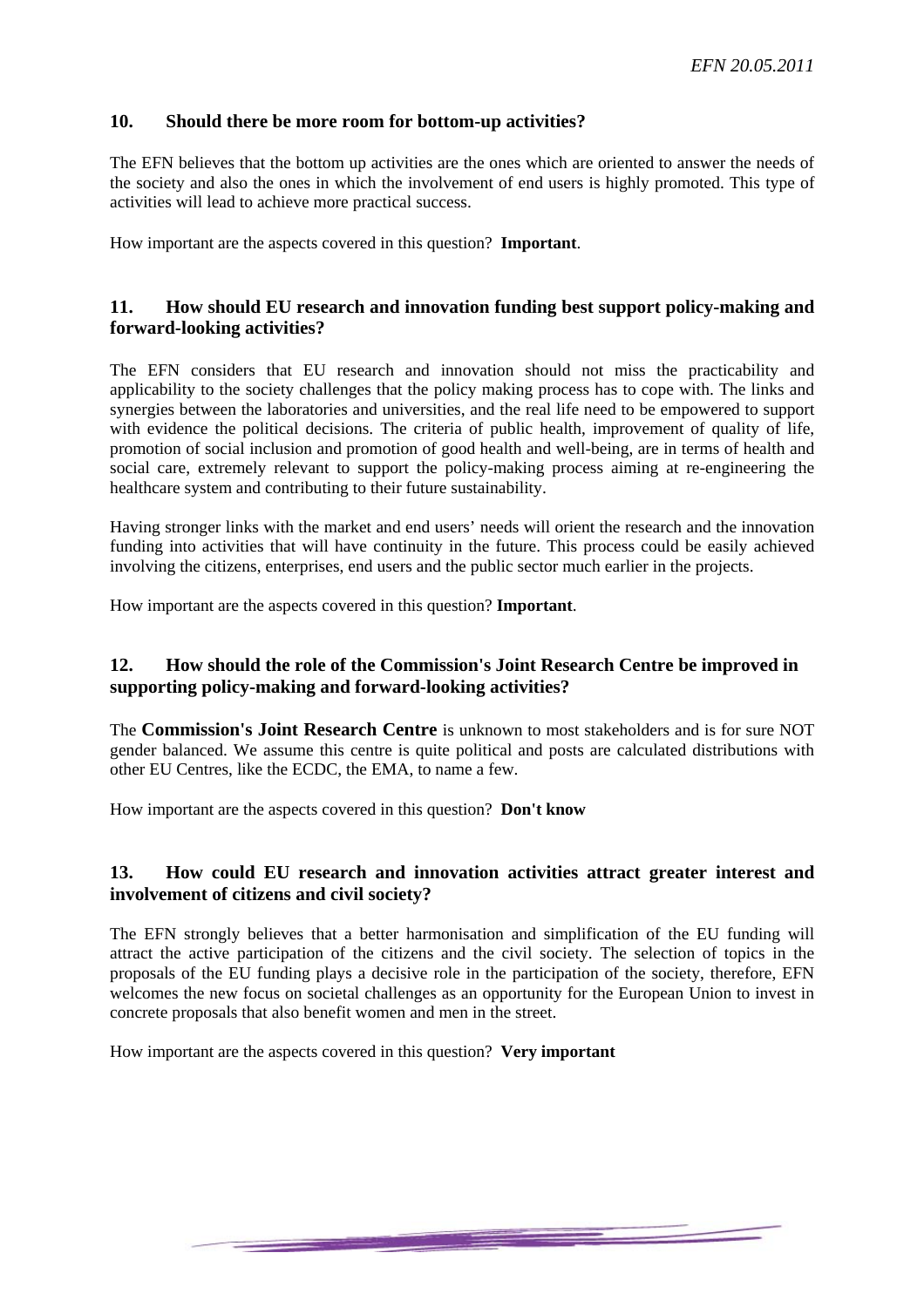## 10. Should there be more room for bottom-up activities?

The EFN believes that the bottom up activities are the ones which are oriented to answer the needs of the society and also the ones in which the involvement of end users is highly promoted. This type of activities will lead to achieve more practical success.

How important are the aspects covered in this question? **Important**.

## 11. How should EU research and innovation funding best support policy-making and forward-looking activities?

The EFN considers that EU research and innovation should not miss the practicability and applicability to the society challenges that the policy making process has to cope with. The links and synergies between the laboratories and universities, and the real life need to be empowered to support with evidence the political decisions. The criteria of public health, improvement of quality of life, promotion of social inclusion and promotion of good health and well-being, are in terms of health and social care, extremely relevant to support the policy-making process aiming at re-engineering the healthcare system and contributing to their future sustainability.

Having stronger links with the market and end users' needs will orient the research and the innovation funding into activities that will have continuity in the future. This process could be easily achieved involving the citizens, enterprises, end users and the public sector much earlier in the projects.

How important are the aspects covered in this question? **Important**.

## 12. How should the role of the Commission's Joint Research Centre be improved in supporting policy-making and forward-looking activities?

The **Commission's Joint Research Centre** is unknown to most stakeholders and is for sure NOT gender balanced. We assume this centre is quite political and posts are calculated distributions with other EU Centres, like the ECDC, the EMA, to name a few.

How important are the aspects covered in this question? **Don't know**

## 13. How could EU research and innovation activities attract greater interest and involvement of citizens and civil society?

The EFN strongly believes that a better harmonisation and simplification of the EU funding will attract the active participation of the citizens and the civil society. The selection of topics in the proposals of the EU funding plays a decisive role in the participation of the society, therefore, EFN welcomes the new focus on societal challenges as an opportunity for the European Union to invest in concrete proposals that also benefit women and men in the street.

How important are the aspects covered in this question? **Very important**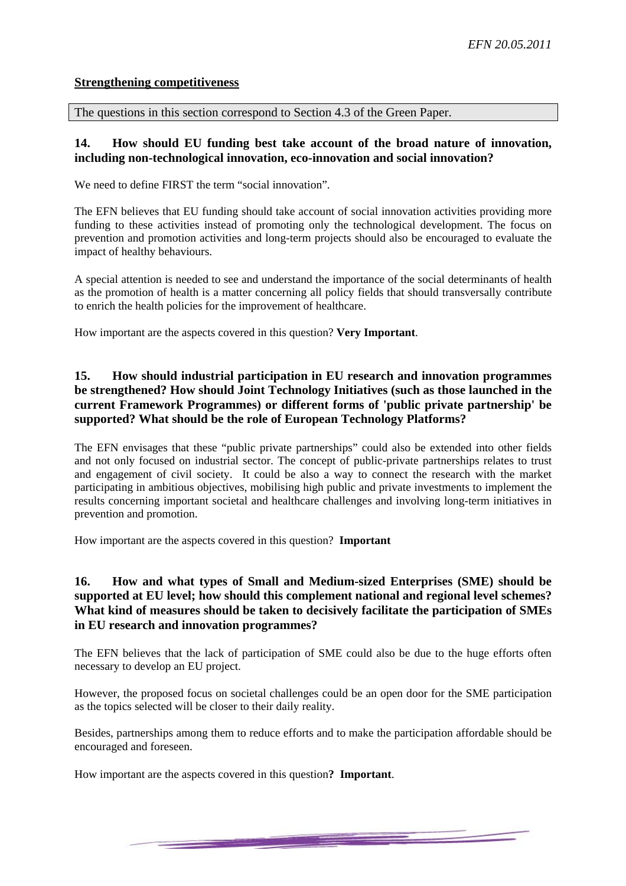**<u>Strengthening competitiveness</u>**

The questions in this section correspond to Section 4.3 of the Green Paper.

### 14. How should EU funding best take account of the broad nature of innovation, including non-technological innovation, eco-innovation and social innovation?

We need to define FIRST the term "social innovation".

The EFN believes that EU funding should take account of social innovation activities providing more funding to these activities instead of promoting only the technological development. The focus on prevention and promotion activities and long-term projects should also be encouraged to evaluate the impact of healthy behaviours.

A special attention is needed to see and understand the importance of the social determinants of health as the promotion of health is a matter concerning all policy fields that should transversally contribute to enrich the health policies for the improvement of healthcare.

How important are the aspects covered in this question? **Very Important**.

### 15. How should industrial participation in EU research and innovation programmes be strengthened? How should Joint Technology Initiatives (such as those launched in the current Framework Programmes) or different forms of 'public private partnership' be supported? What should be the role of European Technology Platforms?

The EFN envisages that these "public private partnerships" could also be extended into other fields and not only focused on industrial sector. The concept of public-private partnerships relates to trust and engagement of civil society. It could be also a way to connect the research with the market participating in ambitious objectives, mobilising high public and private investments to implement the results concerning important societal and healthcare challenges and involving long-term initiatives in prevention and promotion.

How important are the aspects covered in this question? **Important**

### 16. How and what types of Small and Medium-sized Enterprises (SME) should be supported at EU level; how should this complement national and regional level schemes? What kind of measures should be taken to decisively facilitate the participation of SMEs in EU research and innovation programmes?

The EFN believes that the lack of participation of SME could also be due to the huge efforts often necessary to develop an EU project.

However, the proposed focus on societal challenges could be an open door for the SME participation as the topics selected will be closer to their daily reality.

Besides, partnerships among them to reduce efforts and to make the participation affordable should be encouraged and foreseen.

How important are the aspects covered in this question**? Important**.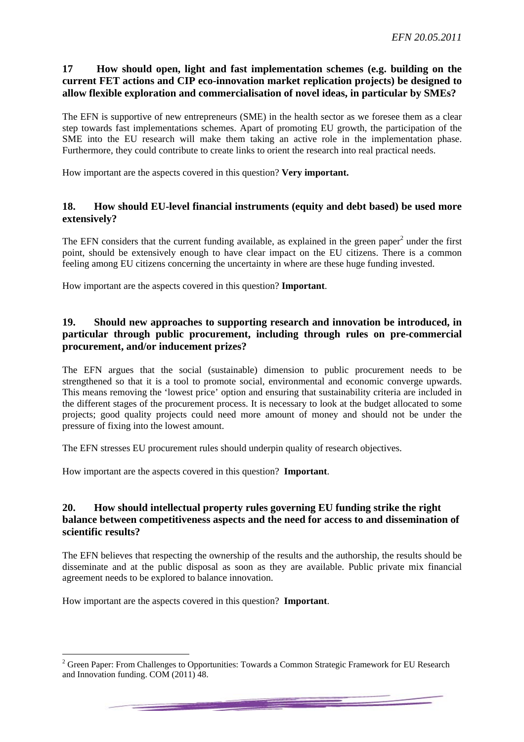### 17 How should open, light and fast implementation schemes (e.g. building on the current FET actions and CIP eco-innovation market replication projects) be designed to allow flexible exploration and commercialisation of novel ideas, in particular by SMEs?

The EFN is supportive of new entrepreneurs (SME) in the health sector as we foresee them as a clear step towards fast implementations schemes. Apart of promoting EU growth, the participation of the SME into the EU research will make them taking an active role in the implementation phase. Furthermore, they could contribute to create links to orient the research into real practical needs.

How important are the aspects covered in this question? **Very important.**

### 18. How should EU-level financial instruments (equity and debt based) be used more extensively?

The EFN considers that the current funding available, as explained in the green paper[2] under the first point, should be extensively enough to have clear impact on the EU citizens. There is a common feeling among EU citizens concerning the uncertainty in where are these huge funding invested.

How important are the aspects covered in this question? **Important**.

### 19. Should new approaches to supporting research and innovation be introduced, in particular through public procurement, including through rules on pre-commercial procurement, and/or inducement prizes?

The EFN argues that the social (sustainable) dimension to public procurement needs to be strengthened so that it is a tool to promote social, environmental and economic converge upwards. This means removing the 'lowest price' option and ensuring that sustainability criteria are included in the different stages of the procurement process. It is necessary to look at the budget allocated to some projects; good quality projects could need more amount of money and should not be under the pressure of fixing into the lowest amount.

The EFN stresses EU procurement rules should underpin quality of research objectives.

How important are the aspects covered in this question? **Important**.

### 20. How should intellectual property rules governing EU funding strike the right balance between competitiveness aspects and the need for access to and dissemination of scientific results?

The EFN believes that respecting the ownership of the results and the authorship, the results should be disseminate and at the public disposal as soon as they are available. Public private mix financial agreement needs to be explored to balance innovation.

How important are the aspects covered in this question? **Important**.

---

[2] Green Paper: From Challenges to Opportunities: Towards a Common Strategic Framework for EU Research and Innovation funding. COM (2011) 48.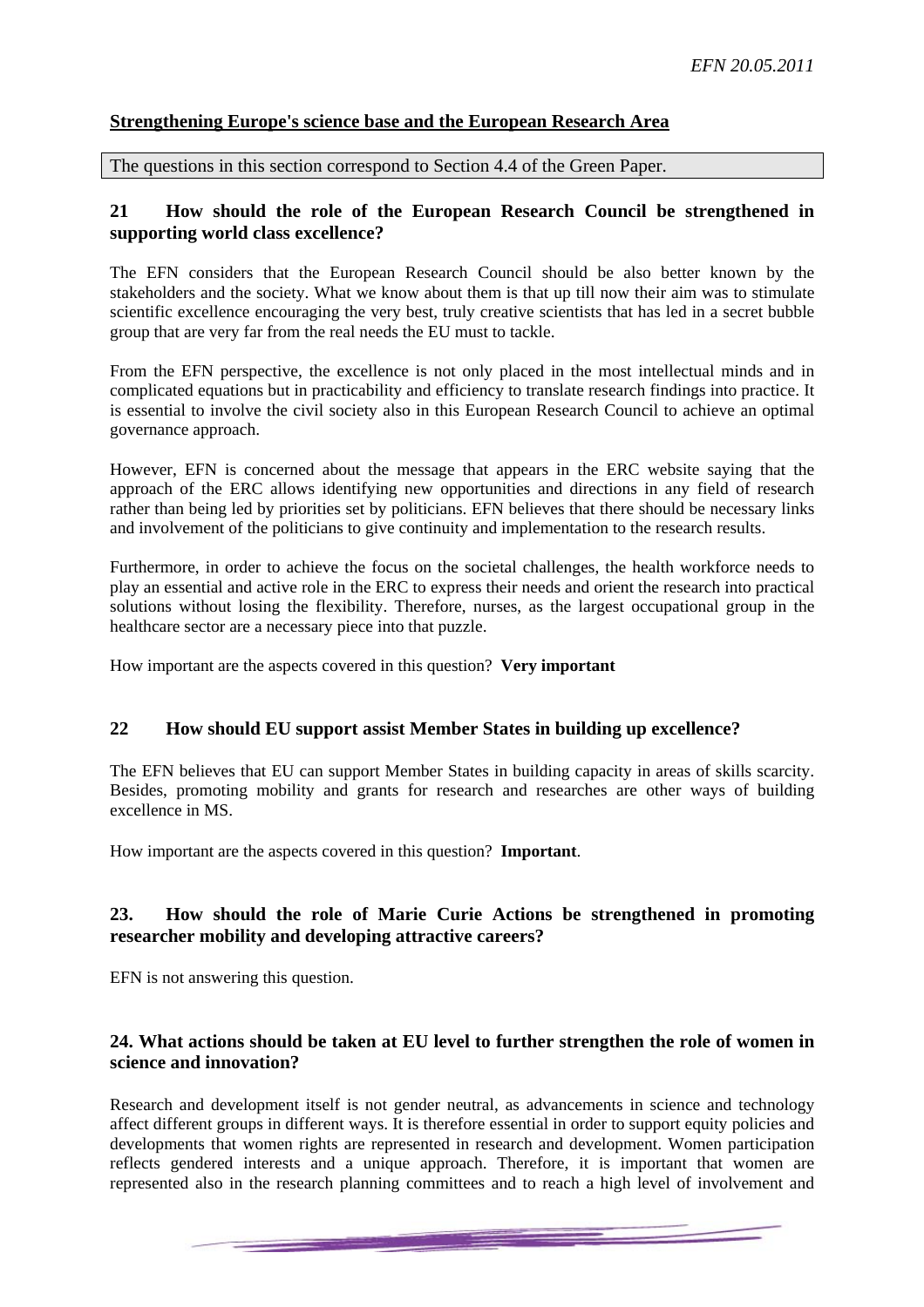## Strengthening Europe's science base and the European Research Area

The questions in this section correspond to Section 4.4 of the Green Paper.

### 21 How should the role of the European Research Council be strengthened in supporting world class excellence?

The EFN considers that the European Research Council should be also better known by the stakeholders and the society. What we know about them is that up till now their aim was to stimulate scientific excellence encouraging the very best, truly creative scientists that has led in a secret bubble group that are very far from the real needs the EU must to tackle.

From the EFN perspective, the excellence is not only placed in the most intellectual minds and in complicated equations but in practicability and efficiency to translate research findings into practice. It is essential to involve the civil society also in this European Research Council to achieve an optimal governance approach.

However, EFN is concerned about the message that appears in the ERC website saying that the approach of the ERC allows identifying new opportunities and directions in any field of research rather than being led by priorities set by politicians. EFN believes that there should be necessary links and involvement of the politicians to give continuity and implementation to the research results.

Furthermore, in order to achieve the focus on the societal challenges, the health workforce needs to play an essential and active role in the ERC to express their needs and orient the research into practical solutions without losing the flexibility. Therefore, nurses, as the largest occupational group in the healthcare sector are a necessary piece into that puzzle.

How important are the aspects covered in this question? **Very important**

### 22 How should EU support assist Member States in building up excellence?

The EFN believes that EU can support Member States in building capacity in areas of skills scarcity. Besides, promoting mobility and grants for research and researches are other ways of building excellence in MS.

How important are the aspects covered in this question? **Important**.

### 23. How should the role of Marie Curie Actions be strengthened in promoting researcher mobility and developing attractive careers?

EFN is not answering this question.

### 24. What actions should be taken at EU level to further strengthen the role of women in science and innovation?

Research and development itself is not gender neutral, as advancements in science and technology affect different groups in different ways. It is therefore essential in order to support equity policies and developments that women rights are represented in research and development. Women participation reflects gendered interests and a unique approach. Therefore, it is important that women are represented also in the research planning committees and to reach a high level of involvement and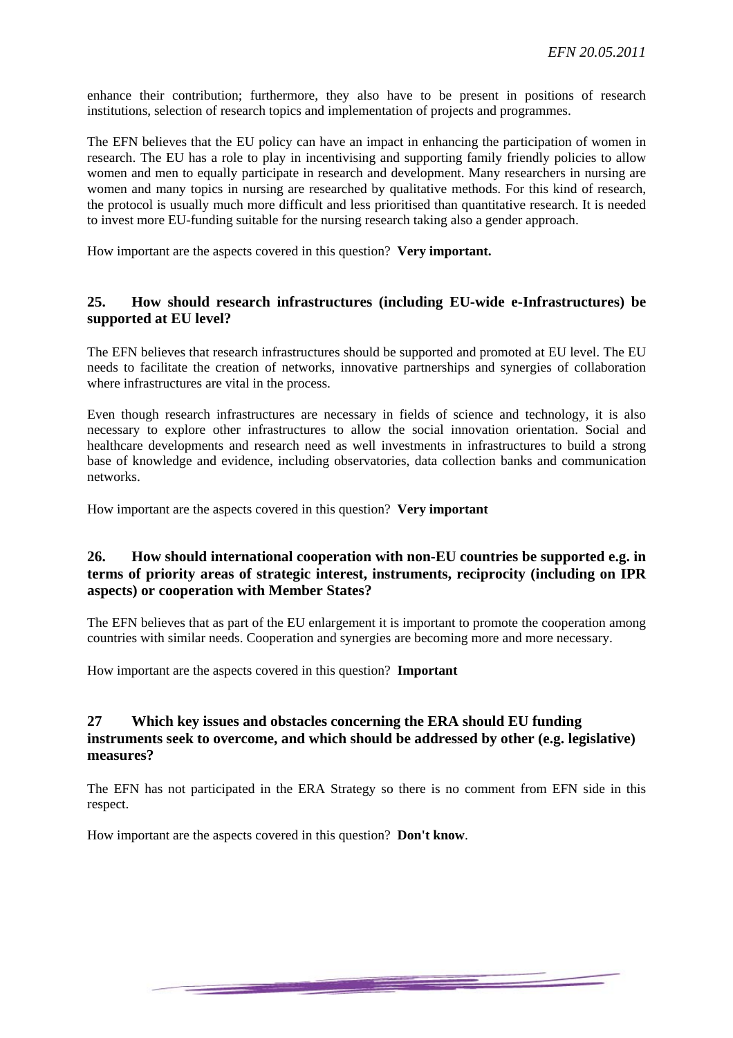enhance their contribution; furthermore, they also have to be present in positions of research institutions, selection of research topics and implementation of projects and programmes.

The EFN believes that the EU policy can have an impact in enhancing the participation of women in research. The EU has a role to play in incentivising and supporting family friendly policies to allow women and men to equally participate in research and development. Many researchers in nursing are women and many topics in nursing are researched by qualitative methods. For this kind of research, the protocol is usually much more difficult and less prioritised than quantitative research. It is needed to invest more EU-funding suitable for the nursing research taking also a gender approach.

How important are the aspects covered in this question? **Very important.**

## 25. How should research infrastructures (including EU-wide e-Infrastructures) be supported at EU level?

The EFN believes that research infrastructures should be supported and promoted at EU level. The EU needs to facilitate the creation of networks, innovative partnerships and synergies of collaboration where infrastructures are vital in the process.

Even though research infrastructures are necessary in fields of science and technology, it is also necessary to explore other infrastructures to allow the social innovation orientation. Social and healthcare developments and research need as well investments in infrastructures to build a strong base of knowledge and evidence, including observatories, data collection banks and communication networks.

How important are the aspects covered in this question? **Very important**

## 26. How should international cooperation with non-EU countries be supported e.g. in terms of priority areas of strategic interest, instruments, reciprocity (including on IPR aspects) or cooperation with Member States?

The EFN believes that as part of the EU enlargement it is important to promote the cooperation among countries with similar needs. Cooperation and synergies are becoming more and more necessary.

How important are the aspects covered in this question? **Important**

## 27 Which key issues and obstacles concerning the ERA should EU funding instruments seek to overcome, and which should be addressed by other (e.g. legislative) measures?

The EFN has not participated in the ERA Strategy so there is no comment from EFN side in this respect.

How important are the aspects covered in this question? **Don't know**.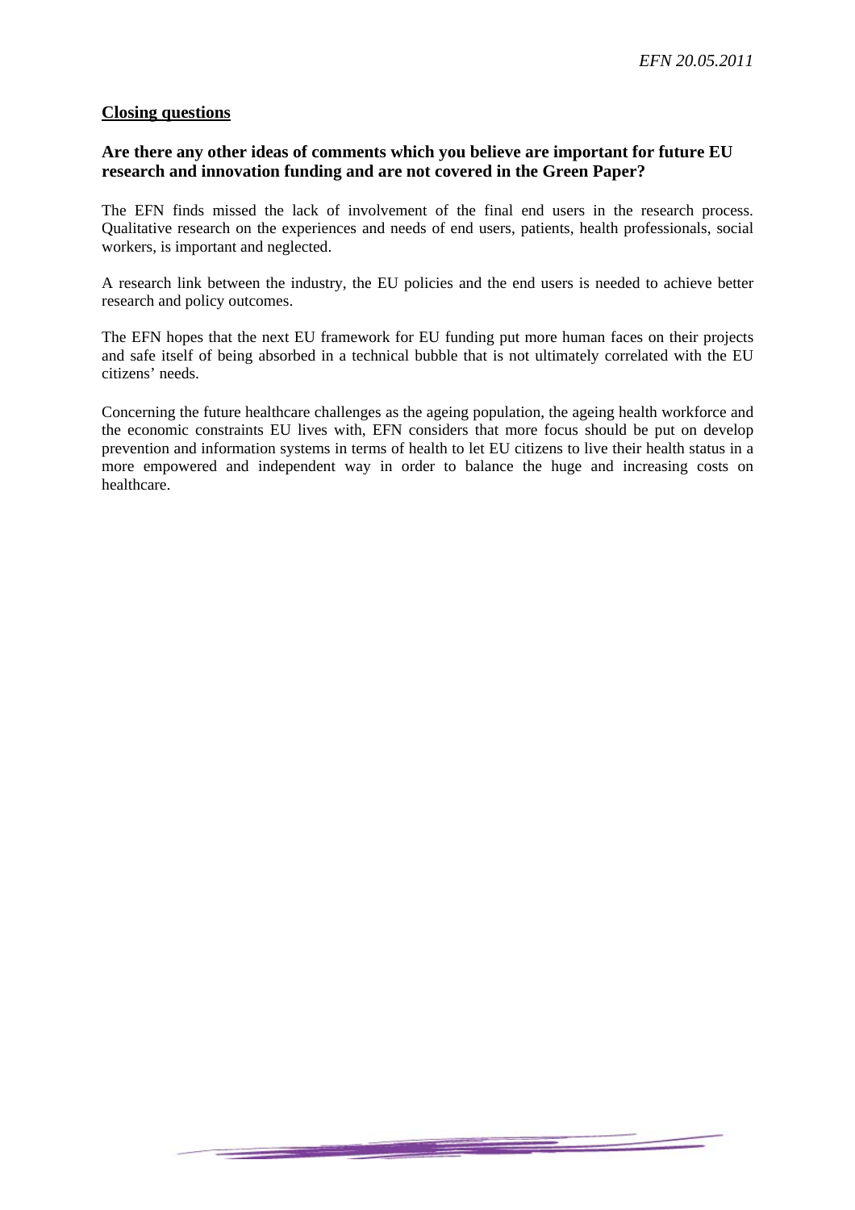**Closing questions**

**Are there any other ideas of comments which you believe are important for future EU research and innovation funding and are not covered in the Green Paper?**

The EFN finds missed the lack of involvement of the final end users in the research process. Qualitative research on the experiences and needs of end users, patients, health professionals, social workers, is important and neglected.

A research link between the industry, the EU policies and the end users is needed to achieve better research and policy outcomes.

The EFN hopes that the next EU framework for EU funding put more human faces on their projects and safe itself of being absorbed in a technical bubble that is not ultimately correlated with the EU citizens' needs.

Concerning the future healthcare challenges as the ageing population, the ageing health workforce and the economic constraints EU lives with, EFN considers that more focus should be put on develop prevention and information systems in terms of health to let EU citizens to live their health status in a more empowered and independent way in order to balance the huge and increasing costs on healthcare.